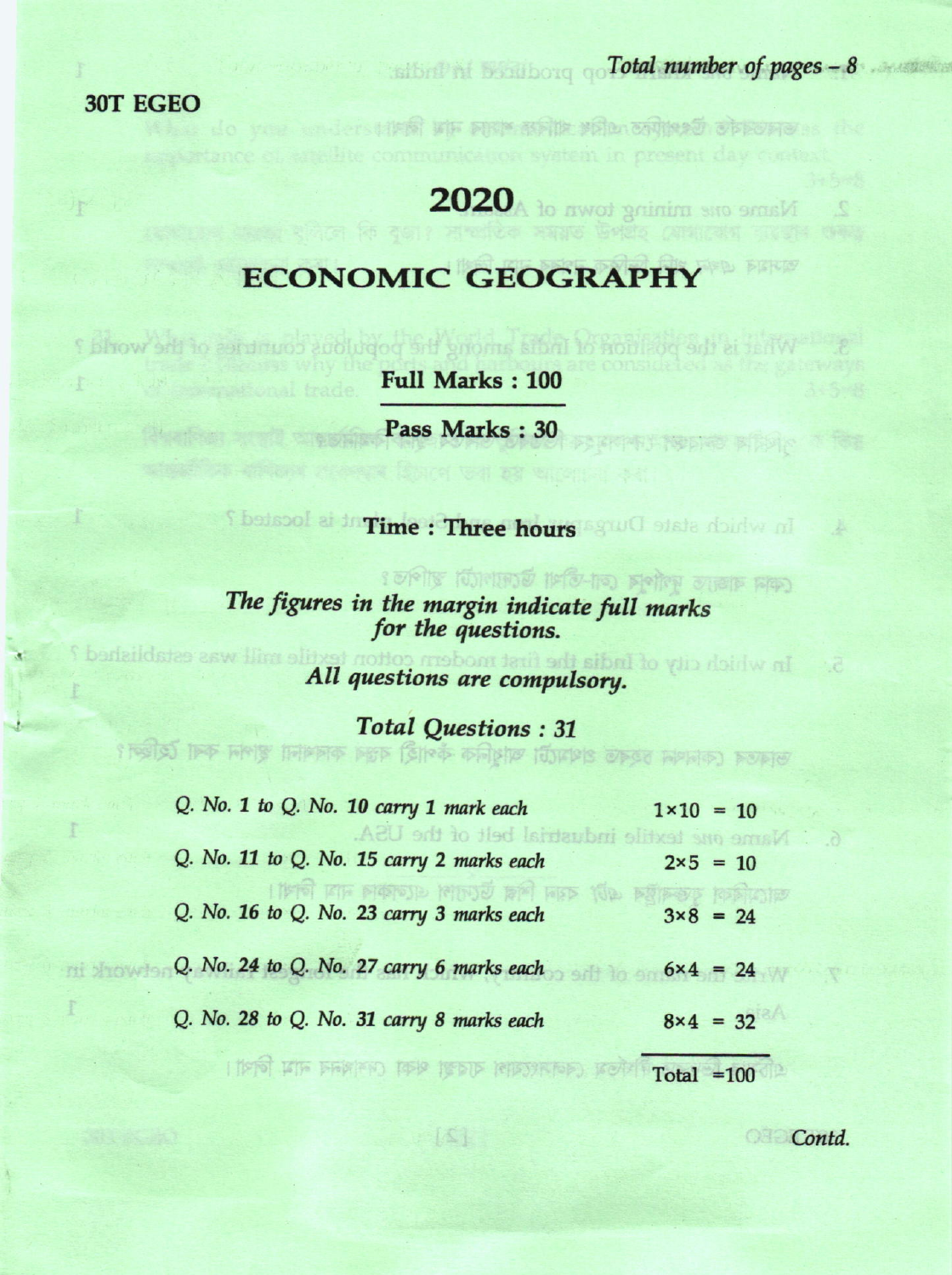**30T EGEO**

# 2020

## ECONOMIC GEOGRAPHY

**Full Marks : 100**

**Pass Marks : 30**

**Time : Three hours**

*The figures in the margin indicate full marks for the questions.*

*All questions are compulsory.*

*Total Questions : 31*

| | |
|---|---|
| *Q. No. 1 to Q. No. 10 carry 1 mark each* | $1 \times 10 = 10$ |
| *Q. No. 11 to Q. No. 15 carry 2 marks each* | $2 \times 5 = 10$ |
| *Q. No. 16 to Q. No. 23 carry 3 marks each* | $3 \times 8 = 24$ |
| *Q. No. 24 to Q. No. 27 carry 6 marks each* | $6 \times 4 = 24$ |
| *Q. No. 28 to Q. No. 31 carry 8 marks each* | $8 \times 4 = 32$ |
| | Total = 100 |

*Contd.*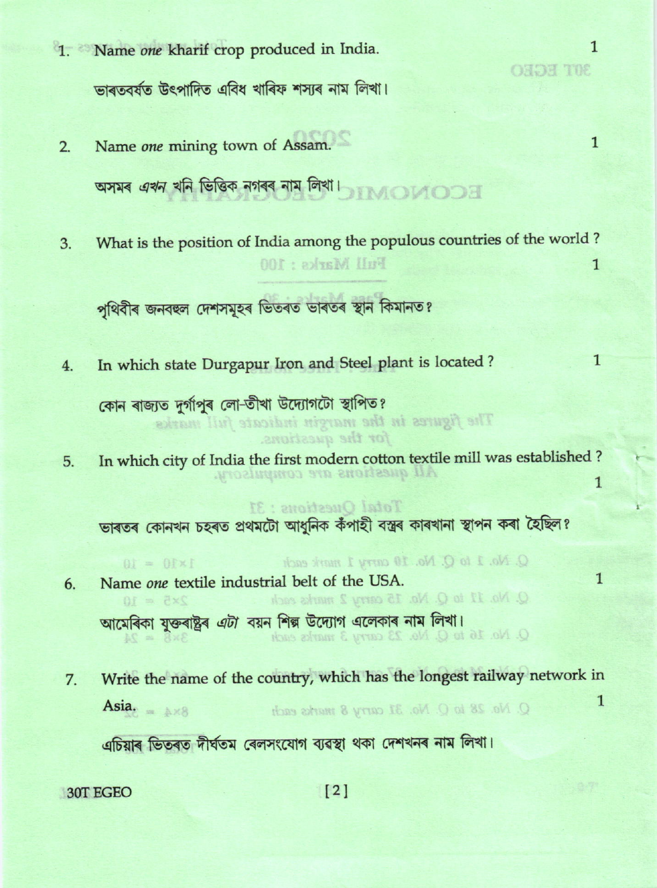1. Name *one* kharif crop produced in India. 1

ভাৰতবৰ্ষত উৎপাদিত এবিধ খাৰিফ শস্যৰ নাম লিখা।

2. Name *one* mining town of Assam. 1

অসমৰ *এখন* খনি ভিত্তিক নগৰৰ নাম লিখা।

3. What is the position of India among the populous countries of the world? 1

পৃথিবীৰ জনবহুল দেশসমূহৰ ভিতৰত ভাৰতৰ স্থান কিমানত?

4. In which state Durgapur Iron and Steel plant is located? 1

কোন ৰাজ্যত দুৰ্গাপুৰ লো-তীখা উদ্যোগটো স্থাপিত?

5. In which city of India the first modern cotton textile mill was established? 1

ভাৰতৰ কোনখন চহৰত প্ৰথমটো আধুনিক কঁপাহী বস্ত্ৰৰ কাৰখানা স্থাপন কৰা হৈছিল?

6. Name *one* textile industrial belt of the USA. 1

আমেৰিকা যুক্তৰাষ্ট্ৰৰ *এটা* বয়ন শিল্প উদ্যোগ এলেকাৰ নাম লিখা।

7. Write the name of the country, which has the longest railway network in Asia. 1

এচিয়াৰ ভিতৰত দীৰ্ঘতম ৰেলসংযোগ ব্যৱস্থা থকা দেশখনৰ নাম লিখা।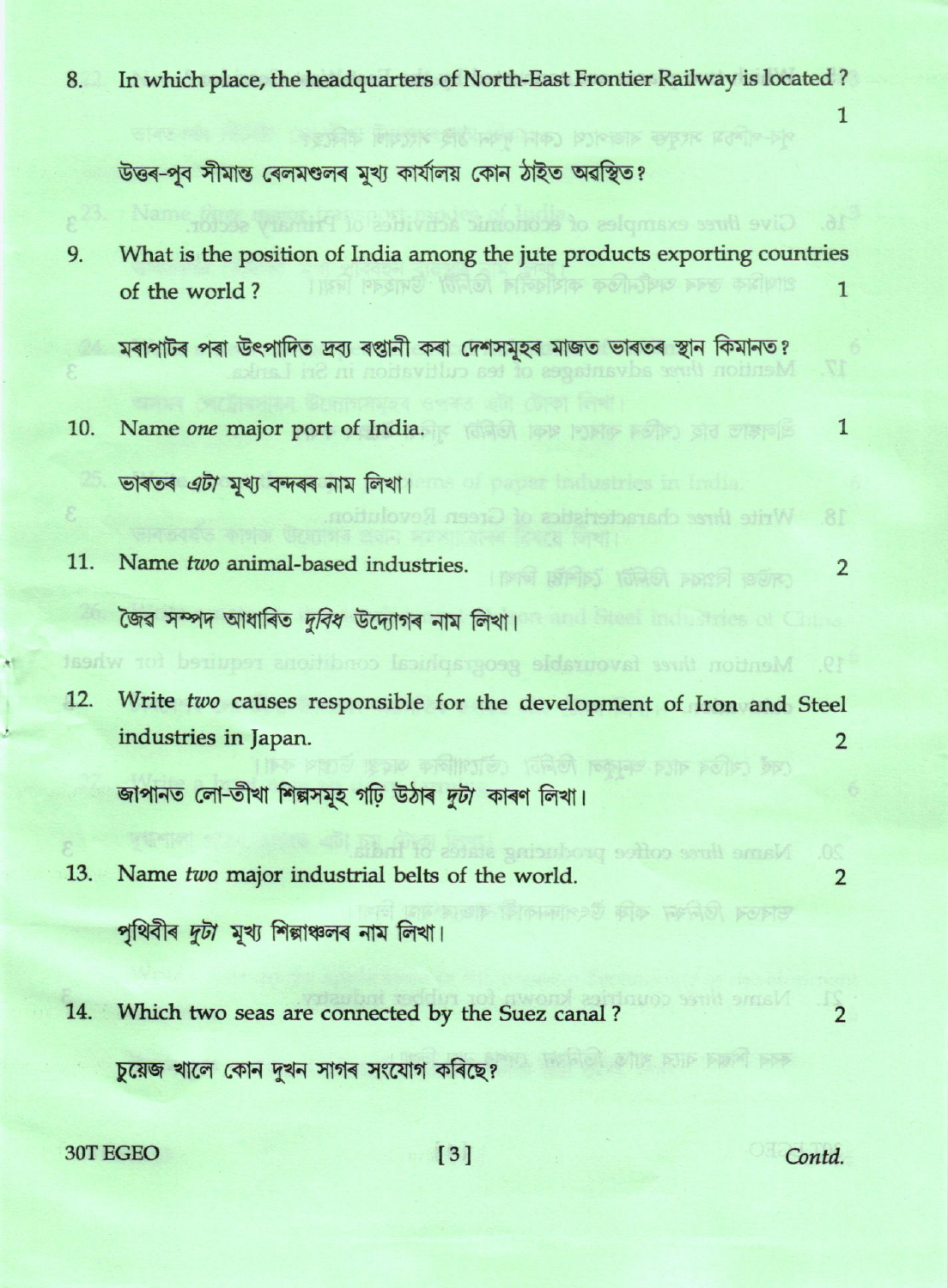8. In which place, the headquarters of North-East Frontier Railway is located? 1

উত্তৰ-পূব সীমান্ত ৰেলমণ্ডলৰ মুখ্য কাৰ্যালয় কোন ঠাইত অৱস্থিত?

9. What is the position of India among the jute products exporting countries of the world? 1

মৰাপাটৰ পৰা উৎপাদিত দ্ৰব্য ৰপ্তানী কৰা দেশসমূহৰ মাজত ভাৰতৰ স্থান কিমানত?

10. Name *one* major port of India. 1

ভাৰতৰ *এটা* মুখ্য বন্দৰৰ নাম লিখা।

11. Name *two* animal-based industries. 2

জৈৱ সম্পদ আধাৰিত *দুবিধ* উদ্যোগৰ নাম লিখা।

12. Write *two* causes responsible for the development of Iron and Steel industries in Japan. 2

জাপানত লো-তীখা শিল্পসমূহ গঢ়ি উঠাৰ *দুটা* কাৰণ লিখা।

13. Name *two* major industrial belts of the world. 2

পৃথিৱীৰ *দুটা* মুখ্য শিল্পাঞ্চলৰ নাম লিখা।

14. Which two seas are connected by the Suez canal? 2

চুয়েজ খালে কোন দুখন সাগৰ সংযোগ কৰিছে?